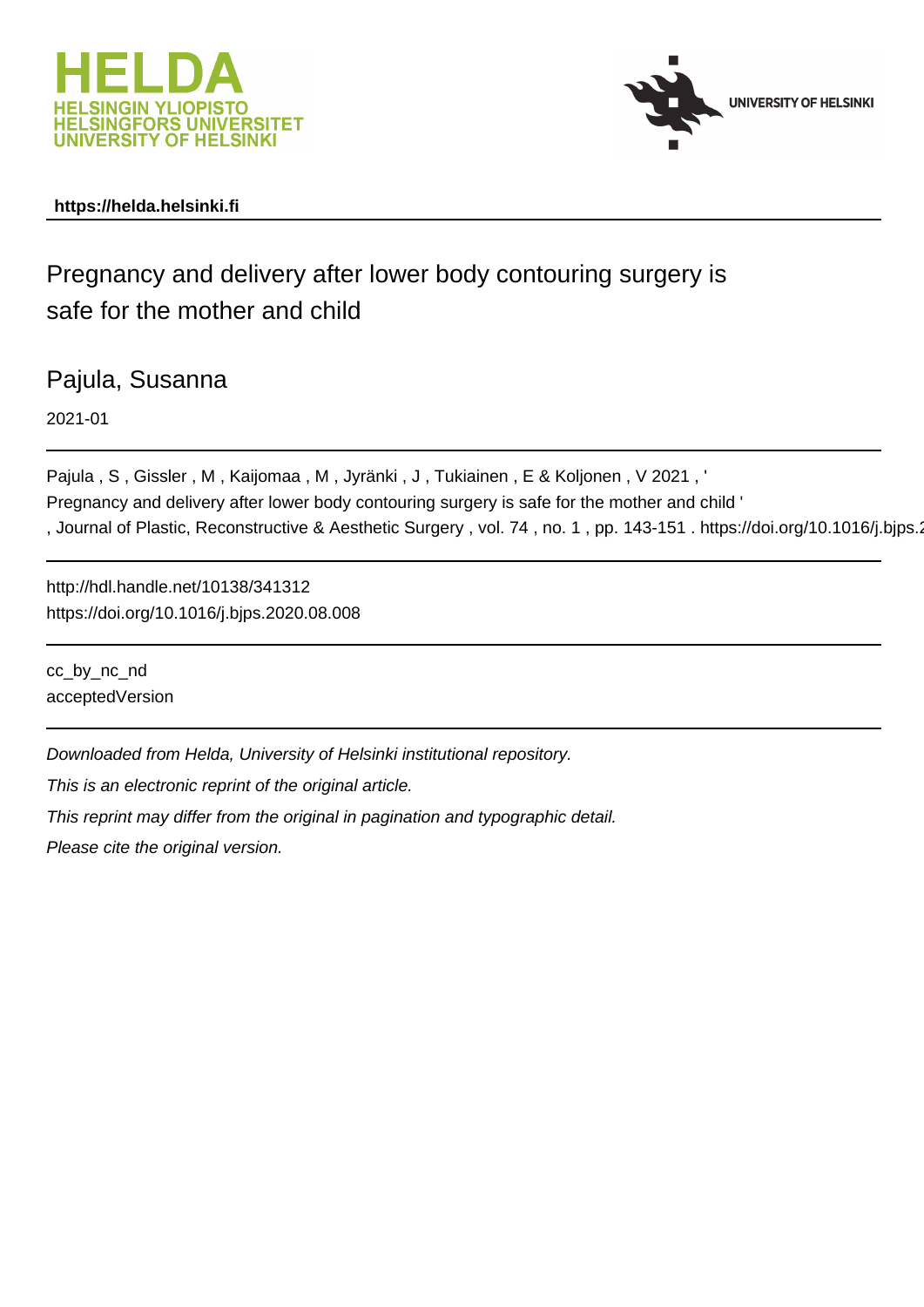HELDA
HELSINGIN YLIOPISTO
HELSINGFORS UNIVERSITET
UNIVERSITY OF HELSINKI

UNIVERSITY OF HELSINKI

**https://helda.helsinki.fi**

# Pregnancy and delivery after lower body contouring surgery is safe for the mother and child

## Pajula, Susanna

2021-01

Pajula , S , Gissler , M , Kaijomaa , M , Jyränki , J , Tukiainen , E & Koljonen , V 2021 , ' Pregnancy and delivery after lower body contouring surgery is safe for the mother and child ' , Journal of Plastic, Reconstructive & Aesthetic Surgery , vol. 74 , no. 1 , pp. 143-151 . https://doi.org/10.1016/j.bjps.2

http://hdl.handle.net/10138/341312
https://doi.org/10.1016/j.bjps.2020.08.008

cc_by_nc_nd
acceptedVersion

*Downloaded from Helda, University of Helsinki institutional repository.*

*This is an electronic reprint of the original article.*

*This reprint may differ from the original in pagination and typographic detail.*

*Please cite the original version.*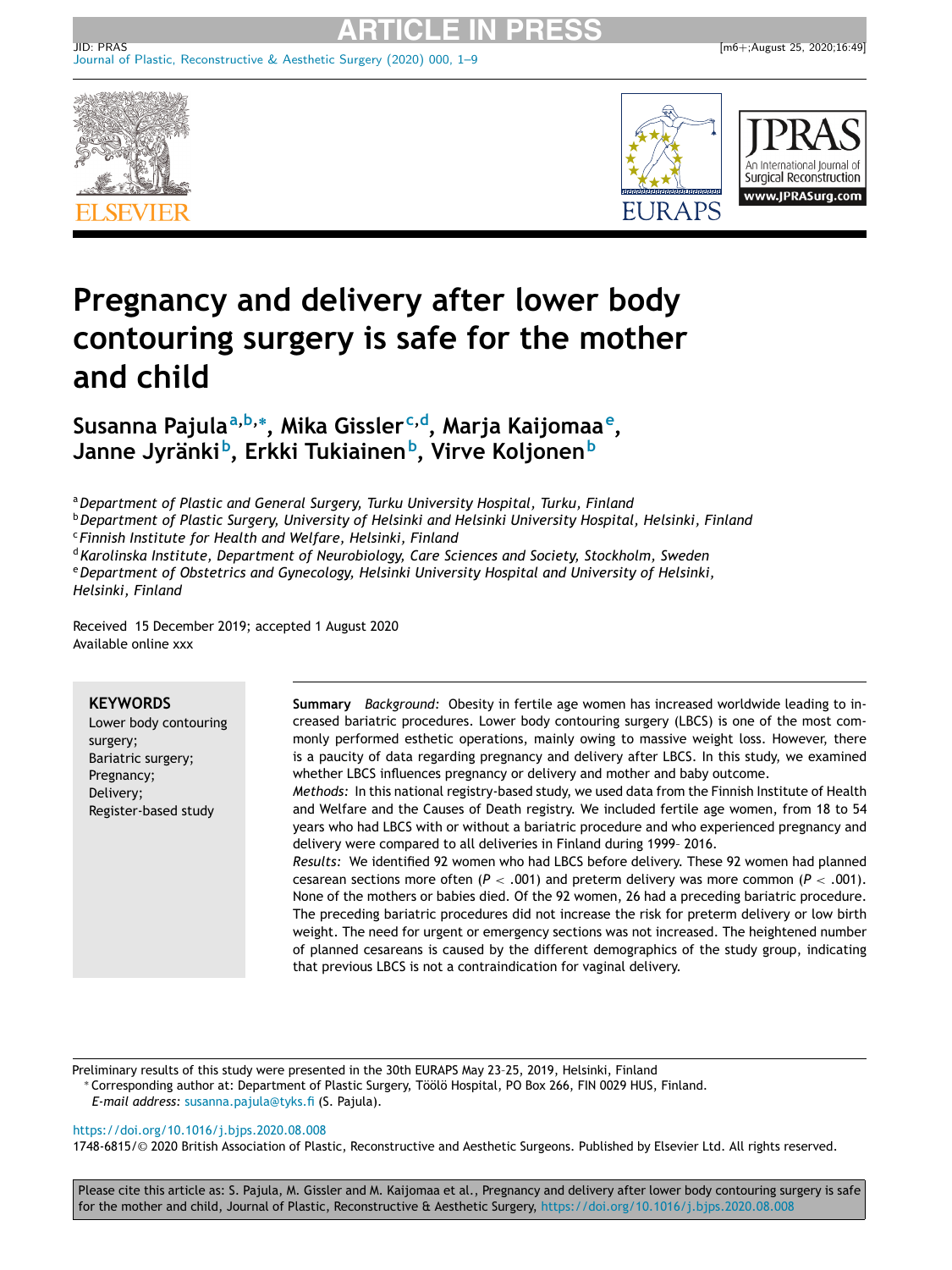# Pregnancy and delivery after lower body contouring surgery is safe for the mother and child

**Susanna Pajula**[a,b,*], **Mika Gissler**[c,d], **Marja Kaijomaa**[e], **Janne Jyränki**[b], **Erkki Tukiainen**[b], **Virve Koljonen**[b]

[a] *Department of Plastic and General Surgery, Turku University Hospital, Turku, Finland*
[b] *Department of Plastic Surgery, University of Helsinki and Helsinki University Hospital, Helsinki, Finland*
[c] *Finnish Institute for Health and Welfare, Helsinki, Finland*
[d] *Karolinska Institute, Department of Neurobiology, Care Sciences and Society, Stockholm, Sweden*
[e] *Department of Obstetrics and Gynecology, Helsinki University Hospital and University of Helsinki, Helsinki, Finland*

Received 15 December 2019; accepted 1 August 2020
Available online xxx

**KEYWORDS**
Lower body contouring surgery;
Bariatric surgery;
Pregnancy;
Delivery;
Register-based study

**Summary** *Background:* Obesity in fertile age women has increased worldwide leading to increased bariatric procedures. Lower body contouring surgery (LBCS) is one of the most commonly performed esthetic operations, mainly owing to massive weight loss. However, there is a paucity of data regarding pregnancy and delivery after LBCS. In this study, we examined whether LBCS influences pregnancy or delivery and mother and baby outcome.

*Methods:* In this national registry-based study, we used data from the Finnish Institute of Health and Welfare and the Causes of Death registry. We included fertile age women, from 18 to 54 years who had LBCS with or without a bariatric procedure and who experienced pregnancy and delivery were compared to all deliveries in Finland during 1999– 2016.

*Results:* We identified 92 women who had LBCS before delivery. These 92 women had planned cesarean sections more often ($P < .001$) and preterm delivery was more common ($P < .001$). None of the mothers or babies died. Of the 92 women, 26 had a preceding bariatric procedure. The preceding bariatric procedures did not increase the risk for preterm delivery or low birth weight. The need for urgent or emergency sections was not increased. The heightened number of planned cesareans is caused by the different demographics of the study group, indicating that previous LBCS is not a contraindication for vaginal delivery.

Preliminary results of this study were presented in the 30th EURAPS May 23–25, 2019, Helsinki, Finland
* Corresponding author at: Department of Plastic Surgery, Töölö Hospital, PO Box 266, FIN 0029 HUS, Finland.
*E-mail address:* susanna.pajula@tyks.fi (S. Pajula).

https://doi.org/10.1016/j.bjps.2020.08.008
1748-6815/© 2020 British Association of Plastic, Reconstructive and Aesthetic Surgeons. Published by Elsevier Ltd. All rights reserved.

Please cite this article as: S. Pajula, M. Gissler and M. Kaijomaa et al., Pregnancy and delivery after lower body contouring surgery is safe for the mother and child, Journal of Plastic, Reconstructive & Aesthetic Surgery, https://doi.org/10.1016/j.bjps.2020.08.008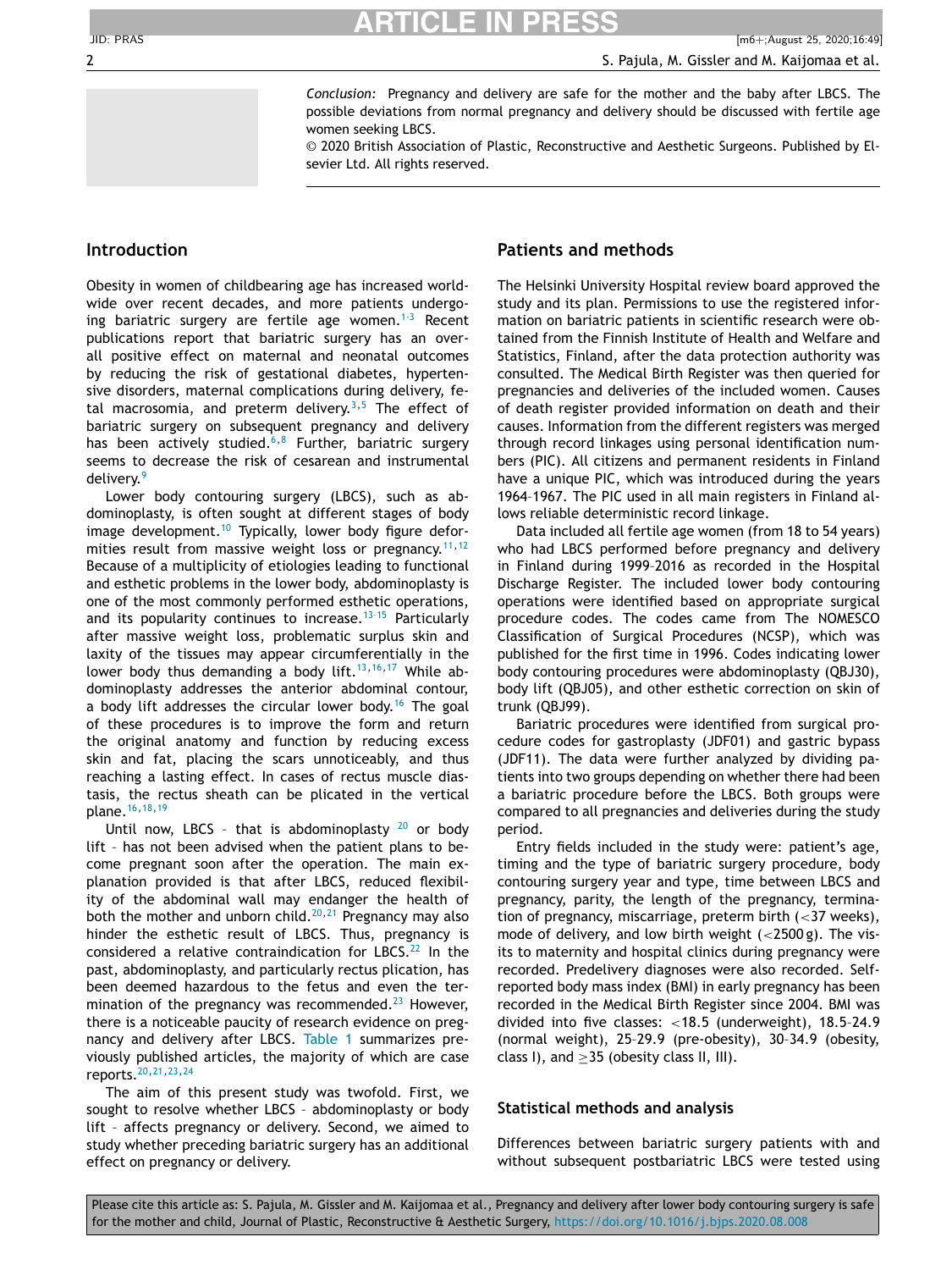*Conclusion:* Pregnancy and delivery are safe for the mother and the baby after LBCS. The possible deviations from normal pregnancy and delivery should be discussed with fertile age women seeking LBCS.

© 2020 British Association of Plastic, Reconstructive and Aesthetic Surgeons. Published by Elsevier Ltd. All rights reserved.

## Introduction

Obesity in women of childbearing age has increased worldwide over recent decades, and more patients undergoing bariatric surgery are fertile age women.[1-3] Recent publications report that bariatric surgery has an overall positive effect on maternal and neonatal outcomes by reducing the risk of gestational diabetes, hypertensive disorders, maternal complications during delivery, fetal macrosomia, and preterm delivery.[3,5] The effect of bariatric surgery on subsequent pregnancy and delivery has been actively studied.[6,8] Further, bariatric surgery seems to decrease the risk of cesarean and instrumental delivery.[9]

Lower body contouring surgery (LBCS), such as abdominoplasty, is often sought at different stages of body image development.[10] Typically, lower body figure deformities result from massive weight loss or pregnancy.[11,12] Because of a multiplicity of etiologies leading to functional and esthetic problems in the lower body, abdominoplasty is one of the most commonly performed esthetic operations, and its popularity continues to increase.[13-15] Particularly after massive weight loss, problematic surplus skin and laxity of the tissues may appear circumferentially in the lower body thus demanding a body lift.[13,16,17] While abdominoplasty addresses the anterior abdominal contour, a body lift addresses the circular lower body.[16] The goal of these procedures is to improve the form and return the original anatomy and function by reducing excess skin and fat, placing the scars unnoticeably, and thus reaching a lasting effect. In cases of rectus muscle diastasis, the rectus sheath can be plicated in the vertical plane.[16,18,19]

Until now, LBCS – that is abdominoplasty [20] or body lift – has not been advised when the patient plans to become pregnant soon after the operation. The main explanation provided is that after LBCS, reduced flexibility of the abdominal wall may endanger the health of both the mother and unborn child.[20,21] Pregnancy may also hinder the esthetic result of LBCS. Thus, pregnancy is considered a relative contraindication for LBCS.[22] In the past, abdominoplasty, and particularly rectus plication, has been deemed hazardous to the fetus and even the termination of the pregnancy was recommended.[23] However, there is a noticeable paucity of research evidence on pregnancy and delivery after LBCS. Table 1 summarizes previously published articles, the majority of which are case reports.[20,21,23,24]

The aim of this present study was twofold. First, we sought to resolve whether LBCS – abdominoplasty or body lift – affects pregnancy or delivery. Second, we aimed to study whether preceding bariatric surgery has an additional effect on pregnancy or delivery.

## Patients and methods

The Helsinki University Hospital review board approved the study and its plan. Permissions to use the registered information on bariatric patients in scientific research were obtained from the Finnish Institute of Health and Welfare and Statistics, Finland, after the data protection authority was consulted. The Medical Birth Register was then queried for pregnancies and deliveries of the included women. Causes of death register provided information on death and their causes. Information from the different registers was merged through record linkages using personal identification numbers (PIC). All citizens and permanent residents in Finland have a unique PIC, which was introduced during the years 1964–1967. The PIC used in all main registers in Finland allows reliable deterministic record linkage.

Data included all fertile age women (from 18 to 54 years) who had LBCS performed before pregnancy and delivery in Finland during 1999–2016 as recorded in the Hospital Discharge Register. The included lower body contouring operations were identified based on appropriate surgical procedure codes. The codes came from The NOMESCO Classification of Surgical Procedures (NCSP), which was published for the first time in 1996. Codes indicating lower body contouring procedures were abdominoplasty (QBJ30), body lift (QBJ05), and other esthetic correction on skin of trunk (QBJ99).

Bariatric procedures were identified from surgical procedure codes for gastroplasty (JDF01) and gastric bypass (JDF11). The data were further analyzed by dividing patients into two groups depending on whether there had been a bariatric procedure before the LBCS. Both groups were compared to all pregnancies and deliveries during the study period.

Entry fields included in the study were: patient's age, timing and the type of bariatric surgery procedure, body contouring surgery year and type, time between LBCS and pregnancy, parity, the length of the pregnancy, termination of pregnancy, miscarriage, preterm birth (<37 weeks), mode of delivery, and low birth weight (<2500 g). The visits to maternity and hospital clinics during pregnancy were recorded. Predelivery diagnoses were also recorded. Self-reported body mass index (BMI) in early pregnancy has been recorded in the Medical Birth Register since 2004. BMI was divided into five classes: <18.5 (underweight), 18.5–24.9 (normal weight), 25–29.9 (pre-obesity), 30–34.9 (obesity, class I), and ≥35 (obesity class II, III).

### Statistical methods and analysis

Differences between bariatric surgery patients with and without subsequent postbariatric LBCS were tested using

Please cite this article as: S. Pajula, M. Gissler and M. Kaijomaa et al., Pregnancy and delivery after lower body contouring surgery is safe for the mother and child, Journal of Plastic, Reconstructive & Aesthetic Surgery, https://doi.org/10.1016/j.bjps.2020.08.008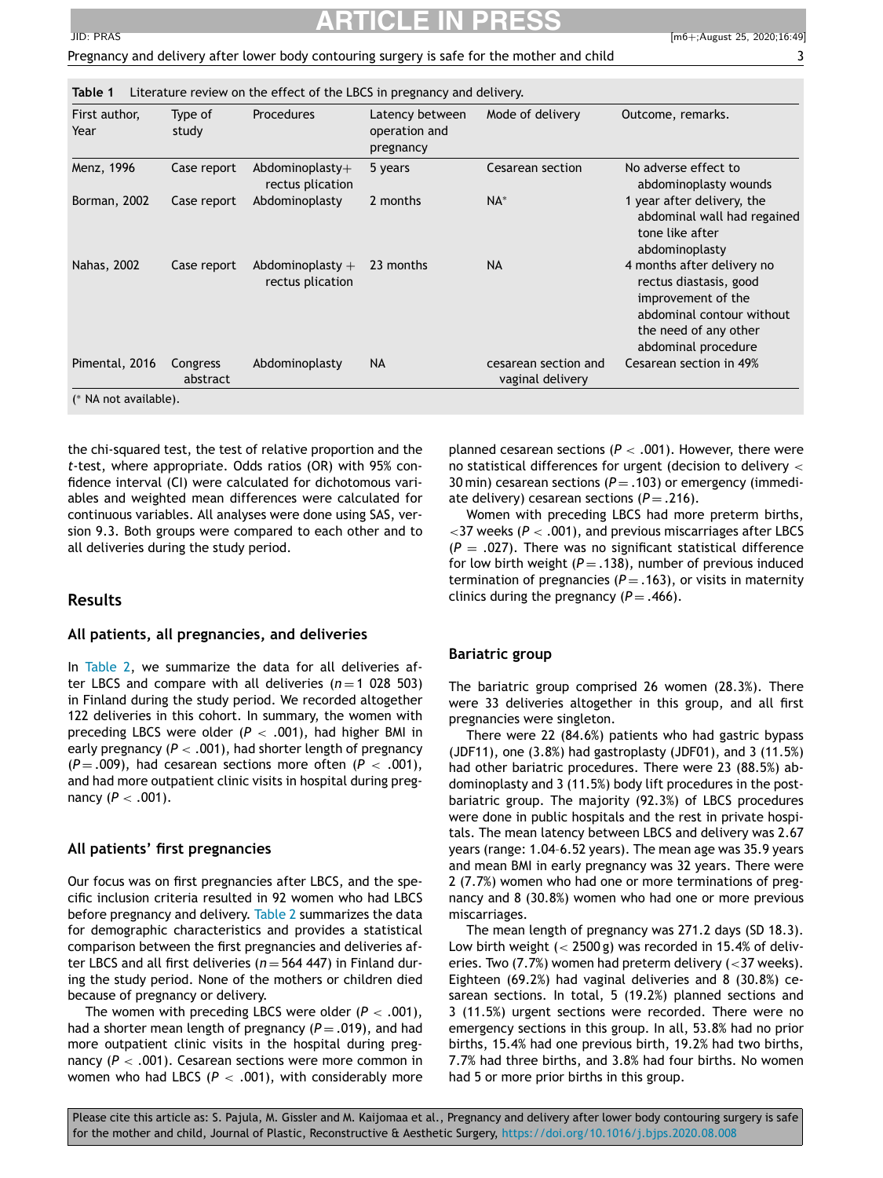**Table 1** Literature review on the effect of the LBCS in pregnancy and delivery.

| First author, Year | Type of study | Procedures | Latency between operation and pregnancy | Mode of delivery | Outcome, remarks. |
|---|---|---|---|---|---|
| Menz, 1996 | Case report | Abdominoplasty+ rectus plication | 5 years | Cesarean section | No adverse effect to abdominoplasty wounds |
| Borman, 2002 | Case report | Abdominoplasty | 2 months | NA* | 1 year after delivery, the abdominal wall had regained tone like after abdominoplasty |
| Nahas, 2002 | Case report | Abdominoplasty + rectus plication | 23 months | NA | 4 months after delivery no rectus diastasis, good improvement of the abdominal contour without the need of any other abdominal procedure |
| Pimental, 2016 | Congress abstract | Abdominoplasty | NA | cesarean section and vaginal delivery | Cesarean section in 49% |

(* NA not available).

the chi-squared test, the test of relative proportion and the *t*-test, where appropriate. Odds ratios (OR) with 95% confidence interval (CI) were calculated for dichotomous variables and weighted mean differences were calculated for continuous variables. All analyses were done using SAS, version 9.3. Both groups were compared to each other and to all deliveries during the study period.

## Results

### All patients, all pregnancies, and deliveries

In Table 2, we summarize the data for all deliveries after LBCS and compare with all deliveries ($n = 1\,028\,503$) in Finland during the study period. We recorded altogether 122 deliveries in this cohort. In summary, the women with preceding LBCS were older ($P < .001$), had higher BMI in early pregnancy ($P < .001$), had shorter length of pregnancy ($P = .009$), had cesarean sections more often ($P < .001$), and had more outpatient clinic visits in hospital during pregnancy ($P < .001$).

### All patients' first pregnancies

Our focus was on first pregnancies after LBCS, and the specific inclusion criteria resulted in 92 women who had LBCS before pregnancy and delivery. Table 2 summarizes the data for demographic characteristics and provides a statistical comparison between the first pregnancies and deliveries after LBCS and all first deliveries ($n = 564\,447$) in Finland during the study period. None of the mothers or children died because of pregnancy or delivery.

The women with preceding LBCS were older ($P < .001$), had a shorter mean length of pregnancy ($P = .019$), and had more outpatient clinic visits in the hospital during pregnancy ($P < .001$). Cesarean sections were more common in women who had LBCS ($P < .001$), with considerably more planned cesarean sections ($P < .001$). However, there were no statistical differences for urgent (decision to delivery < 30 min) cesarean sections ($P = .103$) or emergency (immediate delivery) cesarean sections ($P = .216$).

Women with preceding LBCS had more preterm births, <37 weeks ($P < .001$), and previous miscarriages after LBCS ($P = .027$). There was no significant statistical difference for low birth weight ($P = .138$), number of previous induced termination of pregnancies ($P = .163$), or visits in maternity clinics during the pregnancy ($P = .466$).

### Bariatric group

The bariatric group comprised 26 women (28.3%). There were 33 deliveries altogether in this group, and all first pregnancies were singleton.

There were 22 (84.6%) patients who had gastric bypass (JDF11), one (3.8%) had gastroplasty (JDF01), and 3 (11.5%) had other bariatric procedures. There were 23 (88.5%) abdominoplasty and 3 (11.5%) body lift procedures in the post-bariatric group. The majority (92.3%) of LBCS procedures were done in public hospitals and the rest in private hospitals. The mean latency between LBCS and delivery was 2.67 years (range: 1.04–6.52 years). The mean age was 35.9 years and mean BMI in early pregnancy was 32 years. There were 2 (7.7%) women who had one or more terminations of pregnancy and 8 (30.8%) women who had one or more previous miscarriages.

The mean length of pregnancy was 271.2 days (SD 18.3). Low birth weight (< 2500 g) was recorded in 15.4% of deliveries. Two (7.7%) women had preterm delivery (<37 weeks). Eighteen (69.2%) had vaginal deliveries and 8 (30.8%) cesarean sections. In total, 5 (19.2%) planned sections and 3 (11.5%) urgent sections were recorded. There were no emergency sections in this group. In all, 53.8% had no prior births, 15.4% had one previous birth, 19.2% had two births, 7.7% had three births, and 3.8% had four births. No women had 5 or more prior births in this group.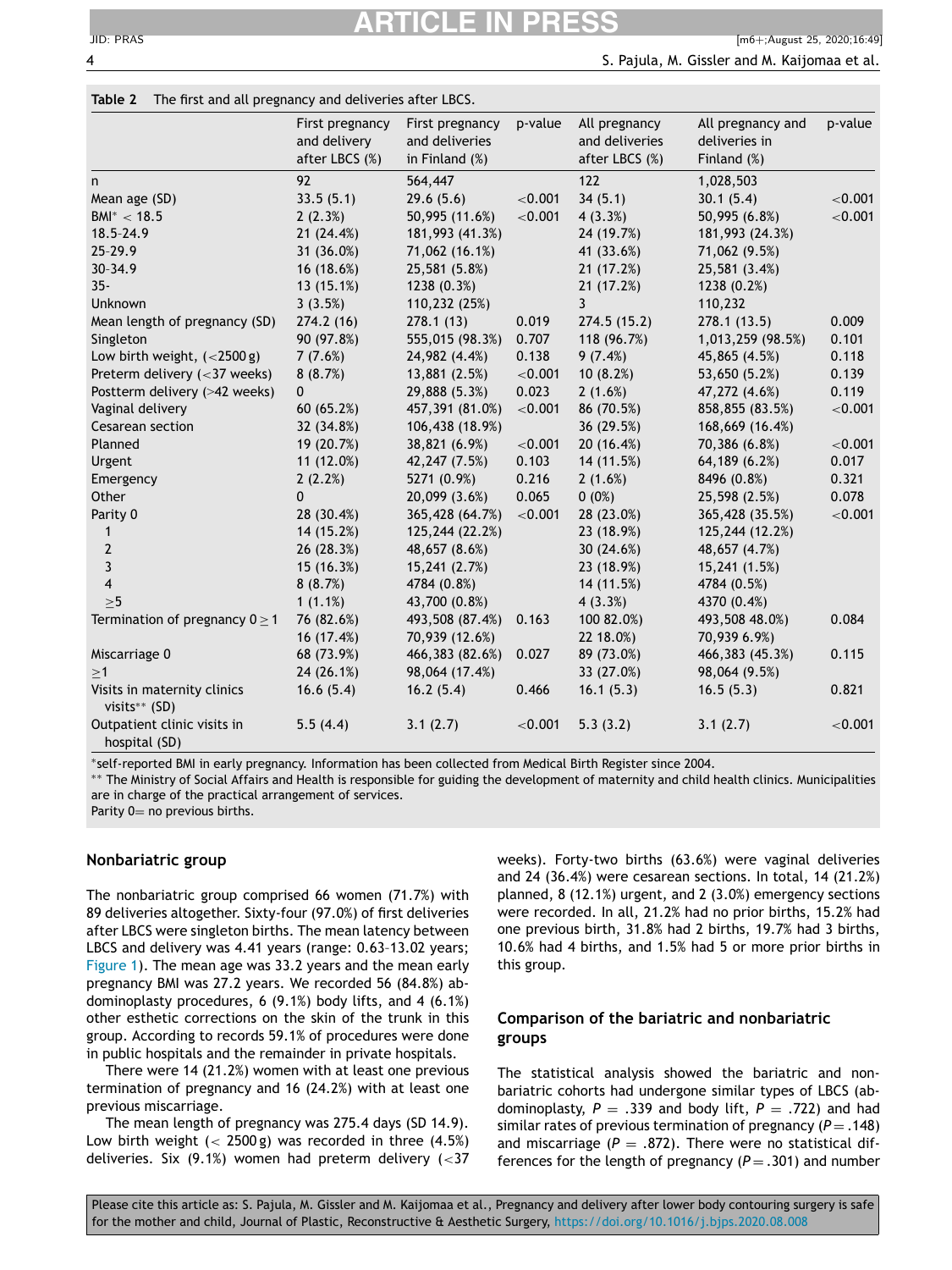**Table 2** The first and all pregnancy and deliveries after LBCS.

| | First pregnancy and delivery after LBCS (%) | First pregnancy and deliveries in Finland (%) | p-value | All pregnancy and deliveries after LBCS (%) | All pregnancy and deliveries in Finland (%) | p-value |
|---|---|---|---|---|---|---|
| n | 92 | 564,447 | | 122 | 1,028,503 | |
| Mean age (SD) | 33.5 (5.1) | 29.6 (5.6) | <0.001 | 34 (5.1) | 30.1 (5.4) | <0.001 |
| BMI* < 18.5 | 2 (2.3%) | 50,995 (11.6%) | <0.001 | 4 (3.3%) | 50,995 (6.8%) | <0.001 |
| 18.5–24.9 | 21 (24.4%) | 181,993 (41.3%) | | 24 (19.7%) | 181,993 (24.3%) | |
| 25–29.9 | 31 (36.0%) | 71,062 (16.1%) | | 41 (33.6%) | 71,062 (9.5%) | |
| 30–34.9 | 16 (18.6%) | 25,581 (5.8%) | | 21 (17.2%) | 25,581 (3.4%) | |
| 35- | 13 (15.1%) | 1238 (0.3%) | | 21 (17.2%) | 1238 (0.2%) | |
| Unknown | 3 (3.5%) | 110,232 (25%) | | 3 | 110,232 | |
| Mean length of pregnancy (SD) | 274.2 (16) | 278.1 (13) | 0.019 | 274.5 (15.2) | 278.1 (13.5) | 0.009 |
| Singleton | 90 (97.8%) | 555,015 (98.3%) | 0.707 | 118 (96.7%) | 1,013,259 (98.5%) | 0.101 |
| Low birth weight, (<2500 g) | 7 (7.6%) | 24,982 (4.4%) | 0.138 | 9 (7.4%) | 45,865 (4.5%) | 0.118 |
| Preterm delivery (<37 weeks) | 8 (8.7%) | 13,881 (2.5%) | <0.001 | 10 (8.2%) | 53,650 (5.2%) | 0.139 |
| Postterm delivery (>42 weeks) | 0 | 29,888 (5.3%) | 0.023 | 2 (1.6%) | 47,272 (4.6%) | 0.119 |
| Vaginal delivery | 60 (65.2%) | 457,391 (81.0%) | <0.001 | 86 (70.5%) | 858,855 (83.5%) | <0.001 |
| Cesarean section | 32 (34.8%) | 106,438 (18.9%) | | 36 (29.5%) | 168,669 (16.4%) | |
| Planned | 19 (20.7%) | 38,821 (6.9%) | <0.001 | 20 (16.4%) | 70,386 (6.8%) | <0.001 |
| Urgent | 11 (12.0%) | 42,247 (7.5%) | 0.103 | 14 (11.5%) | 64,189 (6.2%) | 0.017 |
| Emergency | 2 (2.2%) | 5271 (0.9%) | 0.216 | 2 (1.6%) | 8496 (0.8%) | 0.321 |
| Other | 0 | 20,099 (3.6%) | 0.065 | 0 (0%) | 25,598 (2.5%) | 0.078 |
| Parity 0 | 28 (30.4%) | 365,428 (64.7%) | <0.001 | 28 (23.0%) | 365,428 (35.5%) | <0.001 |
| 1 | 14 (15.2%) | 125,244 (22.2%) | | 23 (18.9%) | 125,244 (12.2%) | |
| 2 | 26 (28.3%) | 48,657 (8.6%) | | 30 (24.6%) | 48,657 (4.7%) | |
| 3 | 15 (16.3%) | 15,241 (2.7%) | | 23 (18.9%) | 15,241 (1.5%) | |
| 4 | 8 (8.7%) | 4784 (0.8%) | | 14 (11.5%) | 4784 (0.5%) | |
| ≥5 | 1 (1.1%) | 43,700 (0.8%) | | 4 (3.3%) | 4370 (0.4%) | |
| Termination of pregnancy 0 ≥ 1 | 76 (82.6%) | 493,508 (87.4%) | 0.163 | 100 82.0%) | 493,508 48.0%) | 0.084 |
| | 16 (17.4%) | 70,939 (12.6%) | | 22 18.0%) | 70,939 6.9%) | |
| Miscarriage 0 | 68 (73.9%) | 466,383 (82.6%) | 0.027 | 89 (73.0%) | 466,383 (45.3%) | 0.115 |
| ≥1 | 24 (26.1%) | 98,064 (17.4%) | | 33 (27.0%) | 98,064 (9.5%) | |
| Visits in maternity clinics visits** (SD) | 16.6 (5.4) | 16.2 (5.4) | 0.466 | 16.1 (5.3) | 16.5 (5.3) | 0.821 |
| Outpatient clinic visits in hospital (SD) | 5.5 (4.4) | 3.1 (2.7) | <0.001 | 5.3 (3.2) | 3.1 (2.7) | <0.001 |

*self-reported BMI in early pregnancy. Information has been collected from Medical Birth Register since 2004.
** The Ministry of Social Affairs and Health is responsible for guiding the development of maternity and child health clinics. Municipalities are in charge of the practical arrangement of services.
Parity 0= no previous births.

## Nonbariatric group

The nonbariatric group comprised 66 women (71.7%) with 89 deliveries altogether. Sixty-four (97.0%) of first deliveries after LBCS were singleton births. The mean latency between LBCS and delivery was 4.41 years (range: 0.63–13.02 years; Figure 1). The mean age was 33.2 years and the mean early pregnancy BMI was 27.2 years. We recorded 56 (84.8%) abdominoplasty procedures, 6 (9.1%) body lifts, and 4 (6.1%) other esthetic corrections on the skin of the trunk in this group. According to records 59.1% of procedures were done in public hospitals and the remainder in private hospitals.

There were 14 (21.2%) women with at least one previous termination of pregnancy and 16 (24.2%) with at least one previous miscarriage.

The mean length of pregnancy was 275.4 days (SD 14.9). Low birth weight (< 2500 g) was recorded in three (4.5%) deliveries. Six (9.1%) women had preterm delivery (<37 weeks). Forty-two births (63.6%) were vaginal deliveries and 24 (36.4%) were cesarean sections. In total, 14 (21.2%) planned, 8 (12.1%) urgent, and 2 (3.0%) emergency sections were recorded. In all, 21.2% had no prior births, 15.2% had one previous birth, 31.8% had 2 births, 19.7% had 3 births, 10.6% had 4 births, and 1.5% had 5 or more prior births in this group.

## Comparison of the bariatric and nonbariatric groups

The statistical analysis showed the bariatric and nonbariatric cohorts had undergone similar types of LBCS (abdominoplasty, $P = .339$ and body lift, $P = .722$) and had similar rates of previous termination of pregnancy ($P = .148$) and miscarriage ($P = .872$). There were no statistical differences for the length of pregnancy ($P = .301$) and number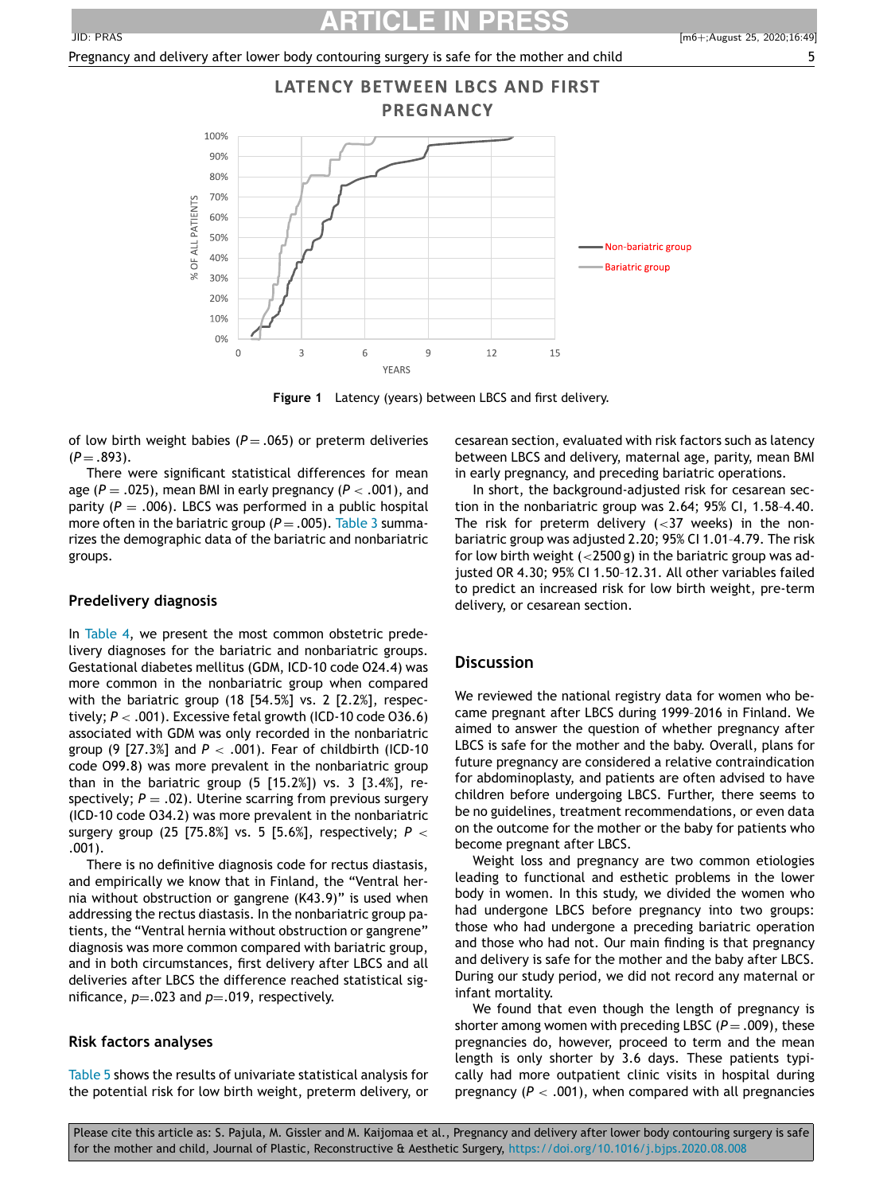Figure 1 Latency (years) between LBCS and first delivery.

of low birth weight babies ($P = .065$) or preterm deliveries ($P = .893$).

There were significant statistical differences for mean age ($P = .025$), mean BMI in early pregnancy ($P < .001$), and parity ($P = .006$). LBCS was performed in a public hospital more often in the bariatric group ($P = .005$). Table 3 summarizes the demographic data of the bariatric and nonbariatric groups.

## Predelivery diagnosis

In Table 4, we present the most common obstetric predelivery diagnoses for the bariatric and nonbariatric groups. Gestational diabetes mellitus (GDM, ICD-10 code O24.4) was more common in the nonbariatric group when compared with the bariatric group (18 [54.5%] vs. 2 [2.2%], respectively; $P < .001$). Excessive fetal growth (ICD-10 code O36.6) associated with GDM was only recorded in the nonbariatric group (9 [27.3%] and $P < .001$). Fear of childbirth (ICD-10 code O99.8) was more prevalent in the nonbariatric group than in the bariatric group (5 [15.2%]) vs. 3 [3.4%], respectively; $P = .02$). Uterine scarring from previous surgery (ICD-10 code O34.2) was more prevalent in the nonbariatric surgery group (25 [75.8%] vs. 5 [5.6%], respectively; $P < .001$).

There is no definitive diagnosis code for rectus diastasis, and empirically we know that in Finland, the "Ventral hernia without obstruction or gangrene (K43.9)" is used when addressing the rectus diastasis. In the nonbariatric group patients, the "Ventral hernia without obstruction or gangrene" diagnosis was more common compared with bariatric group, and in both circumstances, first delivery after LBCS and all deliveries after LBCS the difference reached statistical significance, $p$=.023 and $p$=.019, respectively.

## Risk factors analyses

Table 5 shows the results of univariate statistical analysis for the potential risk for low birth weight, preterm delivery, or cesarean section, evaluated with risk factors such as latency between LBCS and delivery, maternal age, parity, mean BMI in early pregnancy, and preceding bariatric operations.

In short, the background-adjusted risk for cesarean section in the nonbariatric group was 2.64; 95% CI, 1.58–4.40. The risk for preterm delivery (<37 weeks) in the nonbariatric group was adjusted 2.20; 95% CI 1.01–4.79. The risk for low birth weight (<2500 g) in the bariatric group was adjusted OR 4.30; 95% CI 1.50–12.31. All other variables failed to predict an increased risk for low birth weight, pre-term delivery, or cesarean section.

## Discussion

We reviewed the national registry data for women who became pregnant after LBCS during 1999–2016 in Finland. We aimed to answer the question of whether pregnancy after LBCS is safe for the mother and the baby. Overall, plans for future pregnancy are considered a relative contraindication for abdominoplasty, and patients are often advised to have children before undergoing LBCS. Further, there seems to be no guidelines, treatment recommendations, or even data on the outcome for the mother or the baby for patients who become pregnant after LBCS.

Weight loss and pregnancy are two common etiologies leading to functional and esthetic problems in the lower body in women. In this study, we divided the women who had undergone LBCS before pregnancy into two groups: those who had undergone a preceding bariatric operation and those who had not. Our main finding is that pregnancy and delivery is safe for the mother and the baby after LBCS. During our study period, we did not record any maternal or infant mortality.

We found that even though the length of pregnancy is shorter among women with preceding LBSC ($P = .009$), these pregnancies do, however, proceed to term and the mean length is only shorter by 3.6 days. These patients typically had more outpatient clinic visits in hospital during pregnancy ($P < .001$), when compared with all pregnancies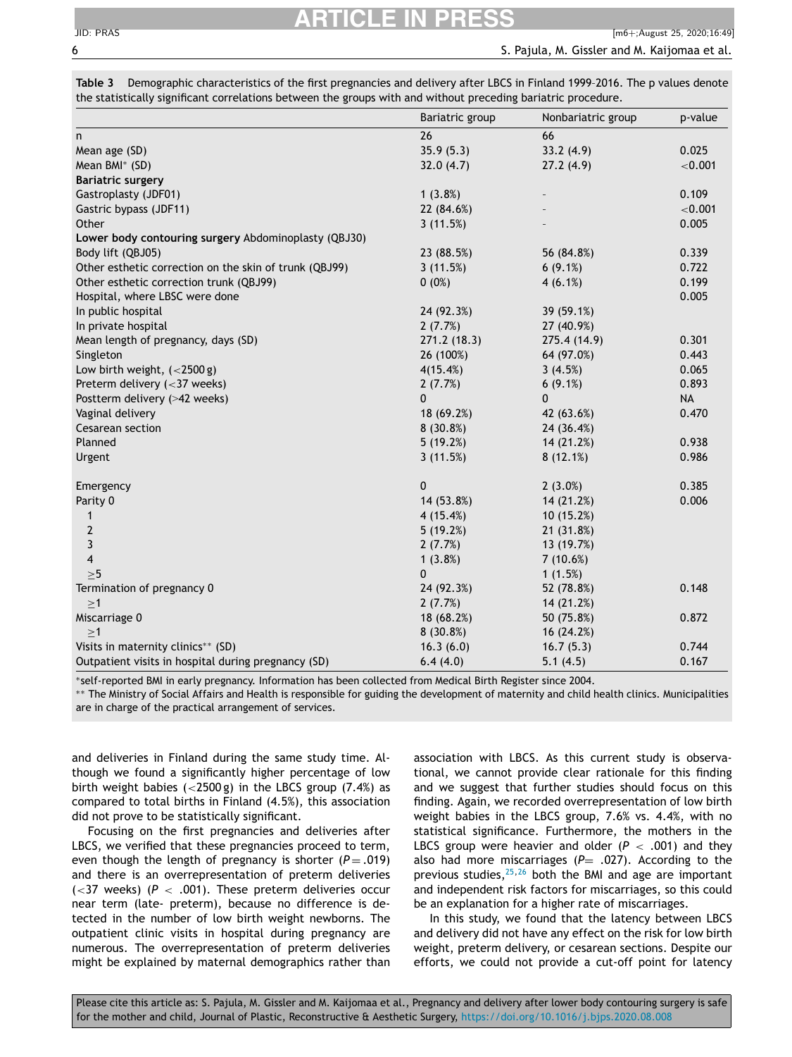**Table 3** Demographic characteristics of the first pregnancies and delivery after LBCS in Finland 1999–2016. The p values denote the statistically significant correlations between the groups with and without preceding bariatric procedure.

| | Bariatric group | Nonbariatric group | p-value |
|---|---|---|---|
| n | 26 | 66 | |
| Mean age (SD) | 35.9 (5.3) | 33.2 (4.9) | 0.025 |
| Mean BMI* (SD) | 32.0 (4.7) | 27.2 (4.9) | <0.001 |
| **Bariatric surgery** | | | |
| Gastroplasty (JDF01) | 1 (3.8%) | - | 0.109 |
| Gastric bypass (JDF11) | 22 (84.6%) | - | <0.001 |
| Other | 3 (11.5%) | - | 0.005 |
| **Lower body contouring surgery** Abdominoplasty (QBJ30) | | | |
| Body lift (QBJ05) | 23 (88.5%) | 56 (84.8%) | 0.339 |
| Other esthetic correction on the skin of trunk (QBJ99) | 3 (11.5%) | 6 (9.1%) | 0.722 |
| Other esthetic correction trunk (QBJ99) | 0 (0%) | 4 (6.1%) | 0.199 |
| Hospital, where LBSC were done | | | 0.005 |
| In public hospital | 24 (92.3%) | 39 (59.1%) | |
| In private hospital | 2 (7.7%) | 27 (40.9%) | |
| Mean length of pregnancy, days (SD) | 271.2 (18.3) | 275.4 (14.9) | 0.301 |
| Singleton | 26 (100%) | 64 (97.0%) | 0.443 |
| Low birth weight, (<2500 g) | 4(15.4%) | 3 (4.5%) | 0.065 |
| Preterm delivery (<37 weeks) | 2 (7.7%) | 6 (9.1%) | 0.893 |
| Postterm delivery (>42 weeks) | 0 | 0 | NA |
| Vaginal delivery | 18 (69.2%) | 42 (63.6%) | 0.470 |
| Cesarean section | 8 (30.8%) | 24 (36.4%) | |
| Planned | 5 (19.2%) | 14 (21.2%) | 0.938 |
| Urgent | 3 (11.5%) | 8 (12.1%) | 0.986 |
| Emergency | 0 | 2 (3.0%) | 0.385 |
| Parity 0 | 14 (53.8%) | 14 (21.2%) | 0.006 |
| 1 | 4 (15.4%) | 10 (15.2%) | |
| 2 | 5 (19.2%) | 21 (31.8%) | |
| 3 | 2 (7.7%) | 13 (19.7%) | |
| 4 | 1 (3.8%) | 7 (10.6%) | |
| ≥5 | 0 | 1 (1.5%) | |
| Termination of pregnancy 0 | 24 (92.3%) | 52 (78.8%) | 0.148 |
| ≥1 | 2 (7.7%) | 14 (21.2%) | |
| Miscarriage 0 | 18 (68.2%) | 50 (75.8%) | 0.872 |
| ≥1 | 8 (30.8%) | 16 (24.2%) | |
| Visits in maternity clinics** (SD) | 16.3 (6.0) | 16.7 (5.3) | 0.744 |
| Outpatient visits in hospital during pregnancy (SD) | 6.4 (4.0) | 5.1 (4.5) | 0.167 |

*self-reported BMI in early pregnancy. Information has been collected from Medical Birth Register since 2004.
** The Ministry of Social Affairs and Health is responsible for guiding the development of maternity and child health clinics. Municipalities are in charge of the practical arrangement of services.

and deliveries in Finland during the same study time. Although we found a significantly higher percentage of low birth weight babies (<2500 g) in the LBCS group (7.4%) as compared to total births in Finland (4.5%), this association did not prove to be statistically significant.

Focusing on the first pregnancies and deliveries after LBCS, we verified that these pregnancies proceed to term, even though the length of pregnancy is shorter ($P = .019$) and there is an overrepresentation of preterm deliveries (<37 weeks) ($P < .001$). These preterm deliveries occur near term (late- preterm), because no difference is detected in the number of low birth weight newborns. The outpatient clinic visits in hospital during pregnancy are numerous. The overrepresentation of preterm deliveries might be explained by maternal demographics rather than association with LBCS. As this current study is observational, we cannot provide clear rationale for this finding and we suggest that further studies should focus on this finding. Again, we recorded overrepresentation of low birth weight babies in the LBCS group, 7.6% vs. 4.4%, with no statistical significance. Furthermore, the mothers in the LBCS group were heavier and older ($P < .001$) and they also had more miscarriages ($P = .027$). According to the previous studies,[25,26] both the BMI and age are important and independent risk factors for miscarriages, so this could be an explanation for a higher rate of miscarriages.

In this study, we found that the latency between LBCS and delivery did not have any effect on the risk for low birth weight, preterm delivery, or cesarean sections. Despite our efforts, we could not provide a cut-off point for latency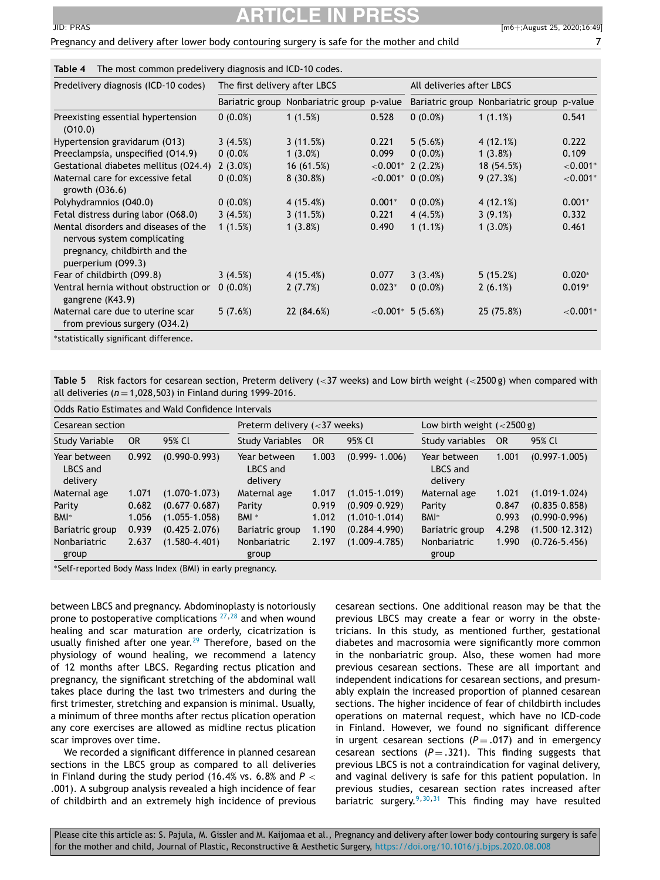**Table 4** The most common predelivery diagnosis and ICD-10 codes.

| Predelivery diagnosis (ICD-10 codes) | The first delivery after LBCS | | | All deliveries after LBCS | | |
|---|---|---|---|---|---|---|
| | Bariatric group | Nonbariatric group | p-value | Bariatric group | Nonbariatric group | p-value |
| Preexisting essential hypertension (O10.0) | 0 (0.0%) | 1 (1.5%) | 0.528 | 0 (0.0%) | 1 (1.1%) | 0.541 |
| Hypertension gravidarum (O13) | 3 (4.5%) | 3 (11.5%) | 0.221 | 5 (5.6%) | 4 (12.1%) | 0.222 |
| Preeclampsia, unspecified (O14.9) | 0 (0.0% | 1 (3.0%) | 0.099 | 0 (0.0%) | 1 (3.8%) | 0.109 |
| Gestational diabetes mellitus (O24.4) | 2 (3.0%) | 16 (61.5%) | <0.001* | 2 (2.2%) | 18 (54.5%) | <0.001* |
| Maternal care for excessive fetal growth (O36.6) | 0 (0.0%) | 8 (30.8%) | <0.001* | 0 (0.0%) | 9 (27.3%) | <0.001* |
| Polyhydramnios (O40.0) | 0 (0.0%) | 4 (15.4%) | 0.001* | 0 (0.0%) | 4 (12.1%) | 0.001* |
| Fetal distress during labor (O68.0) | 3 (4.5%) | 3 (11.5%) | 0.221 | 4 (4.5%) | 3 (9.1%) | 0.332 |
| Mental disorders and diseases of the nervous system complicating pregnancy, childbirth and the puerperium (O99.3) | 1 (1.5%) | 1 (3.8%) | 0.490 | 1 (1.1%) | 1 (3.0%) | 0.461 |
| Fear of childbirth (O99.8) | 3 (4.5%) | 4 (15.4%) | 0.077 | 3 (3.4%) | 5 (15.2%) | 0.020* |
| Ventral hernia without obstruction or gangrene (K43.9) | 0 (0.0%) | 2 (7.7%) | 0.023* | 0 (0.0%) | 2 (6.1%) | 0.019* |
| Maternal care due to uterine scar from previous surgery (O34.2) | 5 (7.6%) | 22 (84.6%) | <0.001* | 5 (5.6%) | 25 (75.8%) | <0.001* |

*statistically significant difference.

**Table 5** Risk factors for cesarean section, Preterm delivery (<37 weeks) and Low birth weight (<2500 g) when compared with all deliveries ($n = 1{,}028{,}503$) in Finland during 1999–2016.

Odds Ratio Estimates and Wald Confidence Intervals

| Cesarean section | | | Preterm delivery (<37 weeks) | | | Low birth weight (<2500 g) | | |
|---|---|---|---|---|---|---|---|---|
| Study Variable | OR | 95% CI | Study Variables | OR | 95% CI | Study variables | OR | 95% CI |
| Year between LBCS and delivery | 0.992 | (0.990-0.993) | Year between LBCS and delivery | 1.003 | (0.999- 1.006) | Year between LBCS and delivery | 1.001 | (0.997-1.005) |
| Maternal age | 1.071 | (1.070-1.073) | Maternal age | 1.017 | (1.015-1.019) | Maternal age | 1.021 | (1.019-1.024) |
| Parity | 0.682 | (0.677-0.687) | Parity | 0.919 | (0.909-0.929) | Parity | 0.847 | (0.835-0.858) |
| BMI* | 1.056 | (1.055-1.058) | BMI * | 1.012 | (1.010-1.014) | BMI* | 0.993 | (0.990-0.996) |
| Bariatric group | 0.939 | (0.425-2.076) | Bariatric group | 1.190 | (0.284-4.990) | Bariatric group | 4.298 | (1.500-12.312) |
| Nonbariatric group | 2.637 | (1.580-4.401) | Nonbariatric group | 2.197 | (1.009-4.785) | Nonbariatric group | 1.990 | (0.726-5.456) |

*Self-reported Body Mass Index (BMI) in early pregnancy.

between LBCS and pregnancy. Abdominoplasty is notoriously prone to postoperative complications [27,28] and when wound healing and scar maturation are orderly, cicatrization is usually finished after one year.[29] Therefore, based on the physiology of wound healing, we recommend a latency of 12 months after LBCS. Regarding rectus plication and pregnancy, the significant stretching of the abdominal wall takes place during the last two trimesters and during the first trimester, stretching and expansion is minimal. Usually, a minimum of three months after rectus plication operation any core exercises are allowed as midline rectus plication scar improves over time.

We recorded a significant difference in planned cesarean sections in the LBCS group as compared to all deliveries in Finland during the study period (16.4% vs. 6.8% and $P < .001$). A subgroup analysis revealed a high incidence of fear of childbirth and an extremely high incidence of previous cesarean sections. One additional reason may be that the previous LBCS may create a fear or worry in the obstetricians. In this study, as mentioned further, gestational diabetes and macrosomia were significantly more common in the nonbariatric group. Also, these women had more previous cesarean sections. These are all important and independent indications for cesarean sections, and presumably explain the increased proportion of planned cesarean sections. The higher incidence of fear of childbirth includes operations on maternal request, which have no ICD-code in Finland. However, we found no significant difference in urgent cesarean sections ($P = .017$) and in emergency cesarean sections ($P = .321$). This finding suggests that previous LBCS is not a contraindication for vaginal delivery, and vaginal delivery is safe for this patient population. In previous studies, cesarean section rates increased after bariatric surgery.[9,30,31] This finding may have resulted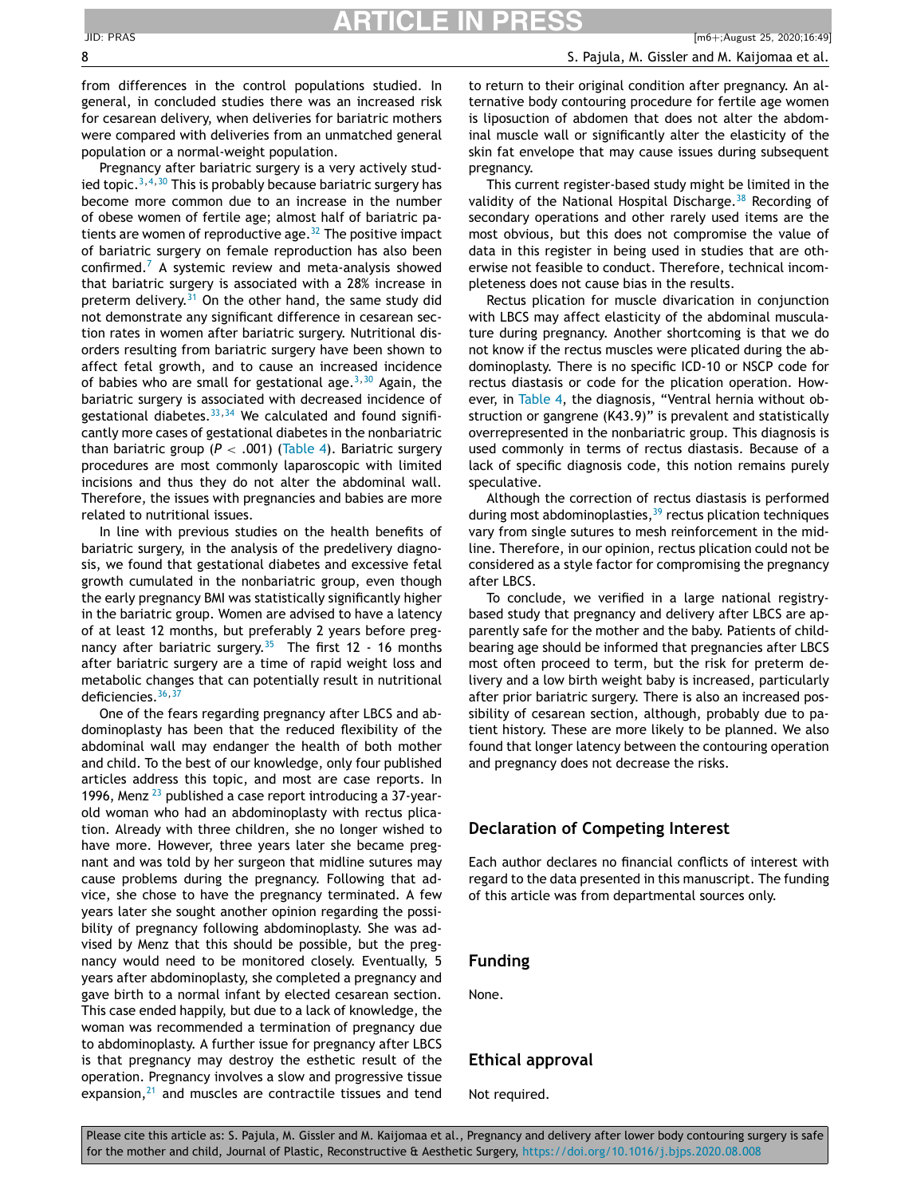from differences in the control populations studied. In general, in concluded studies there was an increased risk for cesarean delivery, when deliveries for bariatric mothers were compared with deliveries from an unmatched general population or a normal-weight population.

Pregnancy after bariatric surgery is a very actively studied topic.[3,4,30] This is probably because bariatric surgery has become more common due to an increase in the number of obese women of fertile age; almost half of bariatric patients are women of reproductive age.[32] The positive impact of bariatric surgery on female reproduction has also been confirmed.[7] A systemic review and meta-analysis showed that bariatric surgery is associated with a 28% increase in preterm delivery.[31] On the other hand, the same study did not demonstrate any significant difference in cesarean section rates in women after bariatric surgery. Nutritional disorders resulting from bariatric surgery have been shown to affect fetal growth, and to cause an increased incidence of babies who are small for gestational age.[3,30] Again, the bariatric surgery is associated with decreased incidence of gestational diabetes.[33,34] We calculated and found significantly more cases of gestational diabetes in the nonbariatric than bariatric group ($P < .001$) (Table 4). Bariatric surgery procedures are most commonly laparoscopic with limited incisions and thus they do not alter the abdominal wall. Therefore, the issues with pregnancies and babies are more related to nutritional issues.

In line with previous studies on the health benefits of bariatric surgery, in the analysis of the predelivery diagnosis, we found that gestational diabetes and excessive fetal growth cumulated in the nonbariatric group, even though the early pregnancy BMI was statistically significantly higher in the bariatric group. Women are advised to have a latency of at least 12 months, but preferably 2 years before pregnancy after bariatric surgery.[35] The first 12 - 16 months after bariatric surgery are a time of rapid weight loss and metabolic changes that can potentially result in nutritional deficiencies.[36,37]

One of the fears regarding pregnancy after LBCS and abdominoplasty has been that the reduced flexibility of the abdominal wall may endanger the health of both mother and child. To the best of our knowledge, only four published articles address this topic, and most are case reports. In 1996, Menz [23] published a case report introducing a 37-year-old woman who had an abdominoplasty with rectus plication. Already with three children, she no longer wished to have more. However, three years later she became pregnant and was told by her surgeon that midline sutures may cause problems during the pregnancy. Following that advice, she chose to have the pregnancy terminated. A few years later she sought another opinion regarding the possibility of pregnancy following abdominoplasty. She was advised by Menz that this should be possible, but the pregnancy would need to be monitored closely. Eventually, 5 years after abdominoplasty, she completed a pregnancy and gave birth to a normal infant by elected cesarean section. This case ended happily, but due to a lack of knowledge, the woman was recommended a termination of pregnancy due to abdominoplasty. A further issue for pregnancy after LBCS is that pregnancy may destroy the esthetic result of the operation. Pregnancy involves a slow and progressive tissue expansion,[21] and muscles are contractile tissues and tend to return to their original condition after pregnancy. An alternative body contouring procedure for fertile age women is liposuction of abdomen that does not alter the abdominal muscle wall or significantly alter the elasticity of the skin fat envelope that may cause issues during subsequent pregnancy.

This current register-based study might be limited in the validity of the National Hospital Discharge.[38] Recording of secondary operations and other rarely used items are the most obvious, but this does not compromise the value of data in this register in being used in studies that are otherwise not feasible to conduct. Therefore, technical incompleteness does not cause bias in the results.

Rectus plication for muscle divarication in conjunction with LBCS may affect elasticity of the abdominal musculature during pregnancy. Another shortcoming is that we do not know if the rectus muscles were plicated during the abdominoplasty. There is no specific ICD-10 or NSCP code for rectus diastasis or code for the plication operation. However, in Table 4, the diagnosis, "Ventral hernia without obstruction or gangrene (K43.9)" is prevalent and statistically overrepresented in the nonbariatric group. This diagnosis is used commonly in terms of rectus diastasis. Because of a lack of specific diagnosis code, this notion remains purely speculative.

Although the correction of rectus diastasis is performed during most abdominoplasties,[39] rectus plication techniques vary from single sutures to mesh reinforcement in the midline. Therefore, in our opinion, rectus plication could not be considered as a style factor for compromising the pregnancy after LBCS.

To conclude, we verified in a large national registry-based study that pregnancy and delivery after LBCS are apparently safe for the mother and the baby. Patients of childbearing age should be informed that pregnancies after LBCS most often proceed to term, but the risk for preterm delivery and a low birth weight baby is increased, particularly after prior bariatric surgery. There is also an increased possibility of cesarean section, although, probably due to patient history. These are more likely to be planned. We also found that longer latency between the contouring operation and pregnancy does not decrease the risks.

## Declaration of Competing Interest

Each author declares no financial conflicts of interest with regard to the data presented in this manuscript. The funding of this article was from departmental sources only.

## Funding

None.

## Ethical approval

Not required.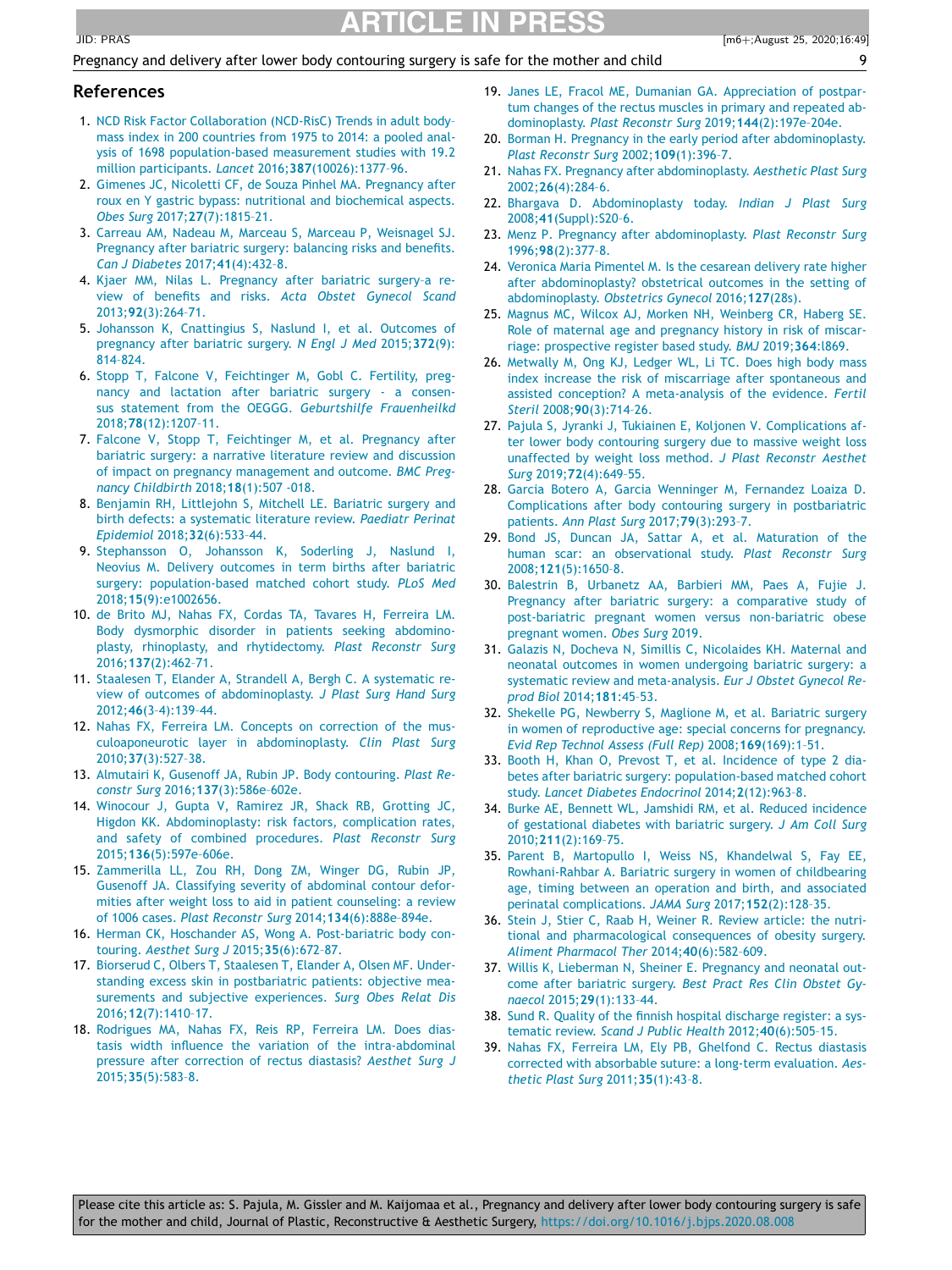## References

1. NCD Risk Factor Collaboration (NCD-RisC) Trends in adult body-mass index in 200 countries from 1975 to 2014: a pooled analysis of 1698 population-based measurement studies with 19.2 million participants. *Lancet* 2016;**387**(10026):1377–96.
2. Gimenes JC, Nicoletti CF, de Souza Pinhel MA. Pregnancy after roux en Y gastric bypass: nutritional and biochemical aspects. *Obes Surg* 2017;**27**(7):1815–21.
3. Carreau AM, Nadeau M, Marceau S, Marceau P, Weisnagel SJ. Pregnancy after bariatric surgery: balancing risks and benefits. *Can J Diabetes* 2017;**41**(4):432–8.
4. Kjaer MM, Nilas L. Pregnancy after bariatric surgery–a review of benefits and risks. *Acta Obstet Gynecol Scand* 2013;**92**(3):264–71.
5. Johansson K, Cnattingius S, Naslund I, et al. Outcomes of pregnancy after bariatric surgery. *N Engl J Med* 2015;**372**(9): 814–824.
6. Stopp T, Falcone V, Feichtinger M, Gobl C. Fertility, pregnancy and lactation after bariatric surgery - a consensus statement from the OEGGG. *Geburtshilfe Frauenheilkd* 2018;**78**(12):1207–11.
7. Falcone V, Stopp T, Feichtinger M, et al. Pregnancy after bariatric surgery: a narrative literature review and discussion of impact on pregnancy management and outcome. *BMC Pregnancy Childbirth* 2018;**18**(1):507 -018.
8. Benjamin RH, Littlejohn S, Mitchell LE. Bariatric surgery and birth defects: a systematic literature review. *Paediatr Perinat Epidemiol* 2018;**32**(6):533–44.
9. Stephansson O, Johansson K, Soderling J, Naslund I, Neovius M. Delivery outcomes in term births after bariatric surgery: population-based matched cohort study. *PLoS Med* 2018;**15**(9):e1002656.
10. de Brito MJ, Nahas FX, Cordas TA, Tavares H, Ferreira LM. Body dysmorphic disorder in patients seeking abdominoplasty, rhinoplasty, and rhytidectomy. *Plast Reconstr Surg* 2016;**137**(2):462–71.
11. Staalesen T, Elander A, Strandell A, Bergh C. A systematic review of outcomes of abdominoplasty. *J Plast Surg Hand Surg* 2012;**46**(3–4):139–44.
12. Nahas FX, Ferreira LM. Concepts on correction of the musculoaponeurotic layer in abdominoplasty. *Clin Plast Surg* 2010;**37**(3):527–38.
13. Almutairi K, Gusenoff JA, Rubin JP. Body contouring. *Plast Reconstr Surg* 2016;**137**(3):586e–602e.
14. Winocour J, Gupta V, Ramirez JR, Shack RB, Grotting JC, Higdon KK. Abdominoplasty: risk factors, complication rates, and safety of combined procedures. *Plast Reconstr Surg* 2015;**136**(5):597e–606e.
15. Zammerilla LL, Zou RH, Dong ZM, Winger DG, Rubin JP, Gusenoff JA. Classifying severity of abdominal contour deformities after weight loss to aid in patient counseling: a review of 1006 cases. *Plast Reconstr Surg* 2014;**134**(6):888e–894e.
16. Herman CK, Hoschander AS, Wong A. Post-bariatric body contouring. *Aesthet Surg J* 2015;**35**(6):672–87.
17. Biorserud C, Olbers T, Staalesen T, Elander A, Olsen MF. Understanding excess skin in postbariatric patients: objective measurements and subjective experiences. *Surg Obes Relat Dis* 2016;**12**(7):1410–17.
18. Rodrigues MA, Nahas FX, Reis RP, Ferreira LM. Does diastasis width influence the variation of the intra-abdominal pressure after correction of rectus diastasis? *Aesthet Surg J* 2015;**35**(5):583–8.
19. Janes LE, Fracol ME, Dumanian GA. Appreciation of postpartum changes of the rectus muscles in primary and repeated abdominoplasty. *Plast Reconstr Surg* 2019;**144**(2):197e–204e.
20. Borman H. Pregnancy in the early period after abdominoplasty. *Plast Reconstr Surg* 2002;**109**(1):396–7.
21. Nahas FX. Pregnancy after abdominoplasty. *Aesthetic Plast Surg* 2002;**26**(4):284–6.
22. Bhargava D. Abdominoplasty today. *Indian J Plast Surg* 2008;**41**(Suppl):S20–6.
23. Menz P. Pregnancy after abdominoplasty. *Plast Reconstr Surg* 1996;**98**(2):377–8.
24. Veronica Maria Pimentel M. Is the cesarean delivery rate higher after abdominoplasty? obstetrical outcomes in the setting of abdominoplasty. *Obstetrics Gynecol* 2016;**127**(28s).
25. Magnus MC, Wilcox AJ, Morken NH, Weinberg CR, Haberg SE. Role of maternal age and pregnancy history in risk of miscarriage: prospective register based study. *BMJ* 2019;**364**:l869.
26. Metwally M, Ong KJ, Ledger WL, Li TC. Does high body mass index increase the risk of miscarriage after spontaneous and assisted conception? A meta-analysis of the evidence. *Fertil Steril* 2008;**90**(3):714–26.
27. Pajula S, Jyranki J, Tukiainen E, Koljonen V. Complications after lower body contouring surgery due to massive weight loss unaffected by weight loss method. *J Plast Reconstr Aesthet Surg* 2019;**72**(4):649–55.
28. Garcia Botero A, Garcia Wenninger M, Fernandez Loaiza D. Complications after body contouring surgery in postbariatric patients. *Ann Plast Surg* 2017;**79**(3):293–7.
29. Bond JS, Duncan JA, Sattar A, et al. Maturation of the human scar: an observational study. *Plast Reconstr Surg* 2008;**121**(5):1650–8.
30. Balestrin B, Urbanetz AA, Barbieri MM, Paes A, Fujie J. Pregnancy after bariatric surgery: a comparative study of post-bariatric pregnant women versus non-bariatric obese pregnant women. *Obes Surg* 2019.
31. Galazis N, Docheva N, Simillis C, Nicolaides KH. Maternal and neonatal outcomes in women undergoing bariatric surgery: a systematic review and meta-analysis. *Eur J Obstet Gynecol Reprod Biol* 2014;**181**:45–53.
32. Shekelle PG, Newberry S, Maglione M, et al. Bariatric surgery in women of reproductive age: special concerns for pregnancy. *Evid Rep Technol Assess (Full Rep)* 2008;**169**(169):1–51.
33. Booth H, Khan O, Prevost T, et al. Incidence of type 2 diabetes after bariatric surgery: population-based matched cohort study. *Lancet Diabetes Endocrinol* 2014;**2**(12):963–8.
34. Burke AE, Bennett WL, Jamshidi RM, et al. Reduced incidence of gestational diabetes with bariatric surgery. *J Am Coll Surg* 2010;**211**(2):169–75.
35. Parent B, Martopullo I, Weiss NS, Khandelwal S, Fay EE, Rowhani-Rahbar A. Bariatric surgery in women of childbearing age, timing between an operation and birth, and associated perinatal complications. *JAMA Surg* 2017;**152**(2):128–35.
36. Stein J, Stier C, Raab H, Weiner R. Review article: the nutritional and pharmacological consequences of obesity surgery. *Aliment Pharmacol Ther* 2014;**40**(6):582–609.
37. Willis K, Lieberman N, Sheiner E. Pregnancy and neonatal outcome after bariatric surgery. *Best Pract Res Clin Obstet Gynaecol* 2015;**29**(1):133–44.
38. Sund R. Quality of the finnish hospital discharge register: a systematic review. *Scand J Public Health* 2012;**40**(6):505–15.
39. Nahas FX, Ferreira LM, Ely PB, Ghelfond C. Rectus diastasis corrected with absorbable suture: a long-term evaluation. *Aesthetic Plast Surg* 2011;**35**(1):43–8.

Please cite this article as: S. Pajula, M. Gissler and M. Kaijomaa et al., Pregnancy and delivery after lower body contouring surgery is safe for the mother and child, Journal of Plastic, Reconstructive & Aesthetic Surgery, https://doi.org/10.1016/j.bjps.2020.08.008